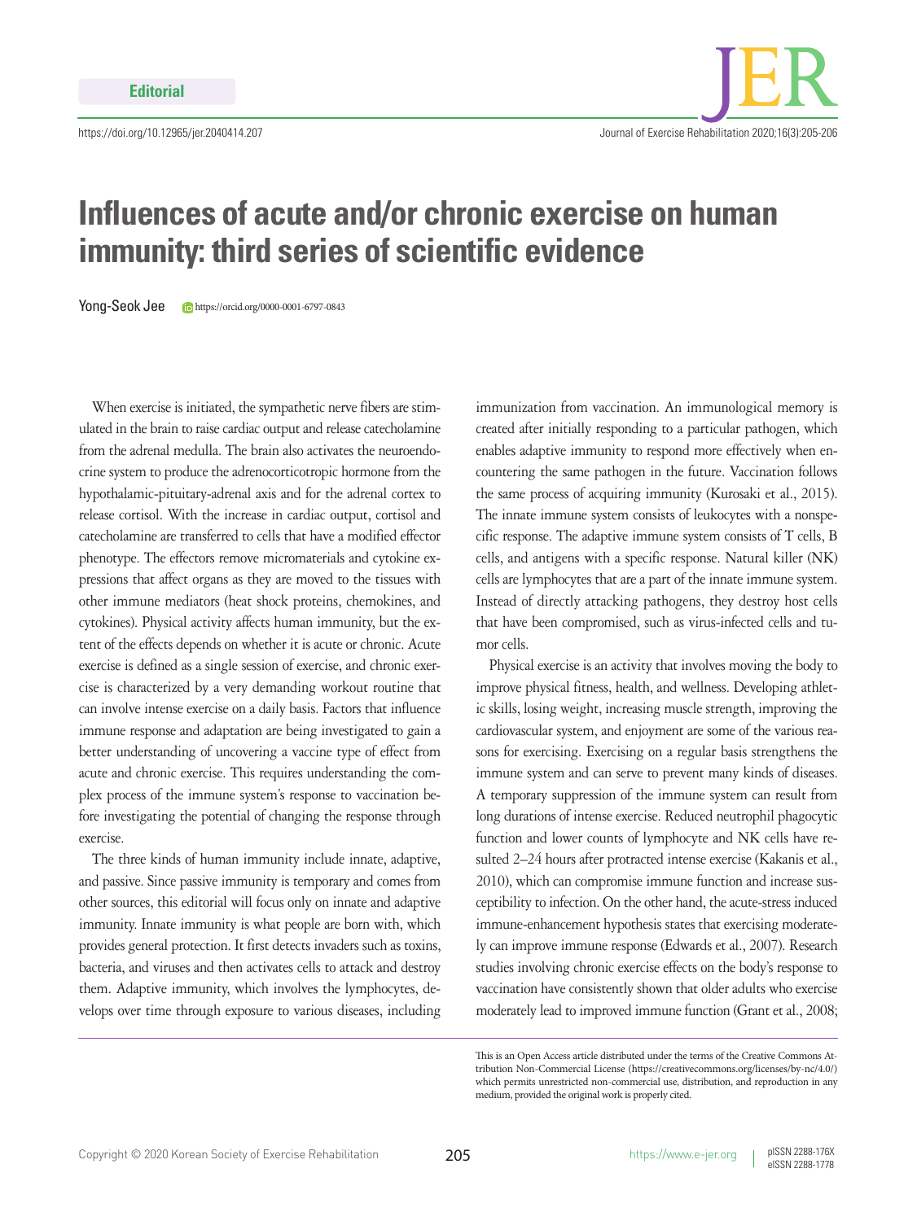Editorial

https://doi.org/10.12965/jer.2040414.207

# Influences of acute and/or chronic exercise on human immunity: third series of scientific evidence

Yong-Seok Jee https://orcid.org/0000-0001-6797-0843

When exercise is initiated, the sympathetic nerve fibers are stimulated in the brain to raise cardiac output and release catecholamine from the adrenal medulla. The brain also activates the neuroendocrine system to produce the adrenocorticotropic hormone from the hypothalamic-pituitary-adrenal axis and for the adrenal cortex to release cortisol. With the increase in cardiac output, cortisol and catecholamine are transferred to cells that have a modified effector phenotype. The effectors remove micromaterials and cytokine expressions that affect organs as they are moved to the tissues with other immune mediators (heat shock proteins, chemokines, and cytokines). Physical activity affects human immunity, but the extent of the effects depends on whether it is acute or chronic. Acute exercise is defined as a single session of exercise, and chronic exercise is characterized by a very demanding workout routine that can involve intense exercise on a daily basis. Factors that influence immune response and adaptation are being investigated to gain a better understanding of uncovering a vaccine type of effect from acute and chronic exercise. This requires understanding the complex process of the immune system's response to vaccination before investigating the potential of changing the response through exercise.

The three kinds of human immunity include innate, adaptive, and passive. Since passive immunity is temporary and comes from other sources, this editorial will focus only on innate and adaptive immunity. Innate immunity is what people are born with, which provides general protection. It first detects invaders such as toxins, bacteria, and viruses and then activates cells to attack and destroy them. Adaptive immunity, which involves the lymphocytes, develops over time through exposure to various diseases, including immunization from vaccination. An immunological memory is created after initially responding to a particular pathogen, which enables adaptive immunity to respond more effectively when encountering the same pathogen in the future. Vaccination follows the same process of acquiring immunity (Kurosaki et al., 2015). The innate immune system consists of leukocytes with a nonspecific response. The adaptive immune system consists of T cells, B cells, and antigens with a specific response. Natural killer (NK) cells are lymphocytes that are a part of the innate immune system. Instead of directly attacking pathogens, they destroy host cells that have been compromised, such as virus-infected cells and tumor cells.

Physical exercise is an activity that involves moving the body to improve physical fitness, health, and wellness. Developing athletic skills, losing weight, increasing muscle strength, improving the cardiovascular system, and enjoyment are some of the various reasons for exercising. Exercising on a regular basis strengthens the immune system and can serve to prevent many kinds of diseases. A temporary suppression of the immune system can result from long durations of intense exercise. Reduced neutrophil phagocytic function and lower counts of lymphocyte and NK cells have resulted 2–24 hours after protracted intense exercise (Kakanis et al., 2010), which can compromise immune function and increase susceptibility to infection. On the other hand, the acute-stress induced immune-enhancement hypothesis states that exercising moderately can improve immune response (Edwards et al., 2007). Research studies involving chronic exercise effects on the body's response to vaccination have consistently shown that older adults who exercise moderately lead to improved immune function (Grant et al., 2008;

This is an Open Access article distributed under the terms of the Creative Commons Attribution Non-Commercial License (https://creativecommons.org/licenses/by-nc/4.0/) which permits unrestricted non-commercial use, distribution, and reproduction in any medium, provided the original work is properly cited.

Copyright © 2020 Korean Society of Exercise Rehabilitation

pISSN 2288-176X
eISSN 2288-1778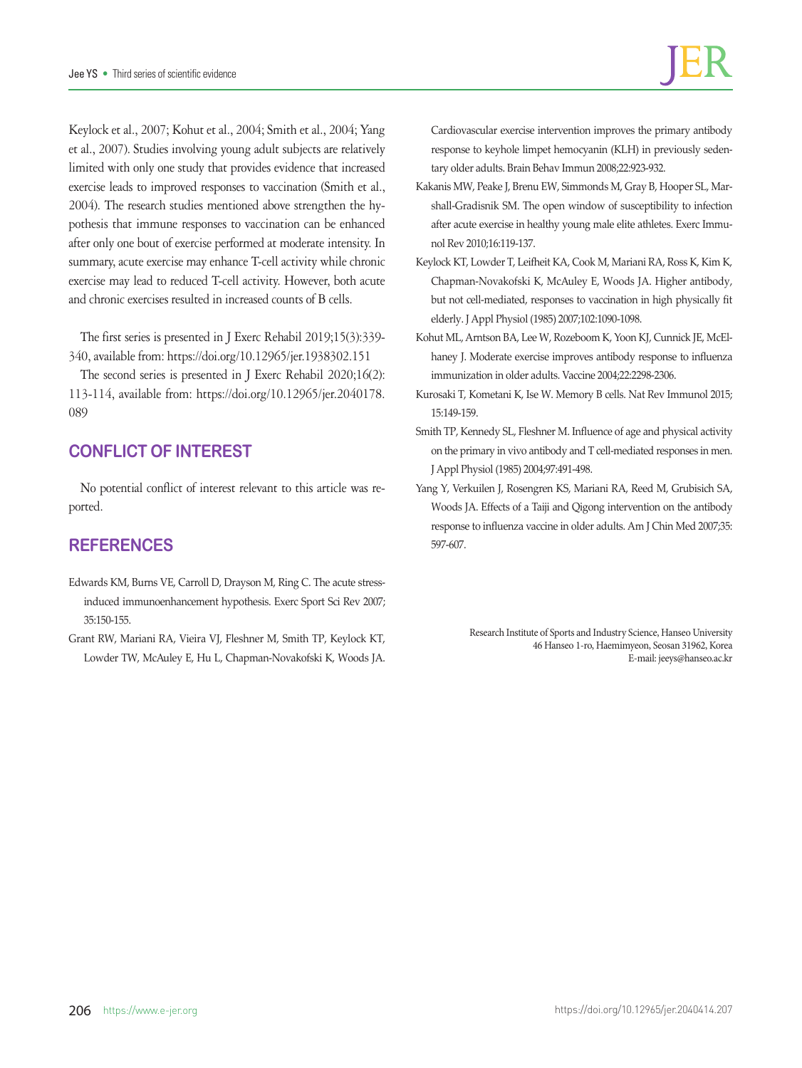Keylock et al., 2007; Kohut et al., 2004; Smith et al., 2004; Yang et al., 2007). Studies involving young adult subjects are relatively limited with only one study that provides evidence that increased exercise leads to improved responses to vaccination (Smith et al., 2004). The research studies mentioned above strengthen the hypothesis that immune responses to vaccination can be enhanced after only one bout of exercise performed at moderate intensity. In summary, acute exercise may enhance T-cell activity while chronic exercise may lead to reduced T-cell activity. However, both acute and chronic exercises resulted in increased counts of B cells.

The first series is presented in J Exerc Rehabil 2019;15(3):339-340, available from: https://doi.org/10.12965/jer.1938302.151

The second series is presented in J Exerc Rehabil 2020;16(2): 113-114, available from: https://doi.org/10.12965/jer.2040178.089

## CONFLICT OF INTEREST

No potential conflict of interest relevant to this article was reported.

## REFERENCES

Edwards KM, Burns VE, Carroll D, Drayson M, Ring C. The acute stress-induced immunoenhancement hypothesis. Exerc Sport Sci Rev 2007; 35:150-155.

Grant RW, Mariani RA, Vieira VJ, Fleshner M, Smith TP, Keylock KT, Lowder TW, McAuley E, Hu L, Chapman-Novakofski K, Woods JA. Cardiovascular exercise intervention improves the primary antibody response to keyhole limpet hemocyanin (KLH) in previously sedentary older adults. Brain Behav Immun 2008;22:923-932.

Kakanis MW, Peake J, Brenu EW, Simmonds M, Gray B, Hooper SL, Marshall-Gradisnik SM. The open window of susceptibility to infection after acute exercise in healthy young male elite athletes. Exerc Immunol Rev 2010;16:119-137.

Keylock KT, Lowder T, Leifheit KA, Cook M, Mariani RA, Ross K, Kim K, Chapman-Novakofski K, McAuley E, Woods JA. Higher antibody, but not cell-mediated, responses to vaccination in high physically fit elderly. J Appl Physiol (1985) 2007;102:1090-1098.

Kohut ML, Arntson BA, Lee W, Rozeboom K, Yoon KJ, Cunnick JE, McElhaney J. Moderate exercise improves antibody response to influenza immunization in older adults. Vaccine 2004;22:2298-2306.

Kurosaki T, Kometani K, Ise W. Memory B cells. Nat Rev Immunol 2015; 15:149-159.

Smith TP, Kennedy SL, Fleshner M. Influence of age and physical activity on the primary in vivo antibody and T cell-mediated responses in men. J Appl Physiol (1985) 2004;97:491-498.

Yang Y, Verkuilen J, Rosengren KS, Mariani RA, Reed M, Grubisich SA, Woods JA. Effects of a Taiji and Qigong intervention on the antibody response to influenza vaccine in older adults. Am J Chin Med 2007;35: 597-607.

Research Institute of Sports and Industry Science, Hanseo University
46 Hanseo 1-ro, Haemimyeon, Seosan 31962, Korea
E-mail: jeeys@hanseo.ac.kr